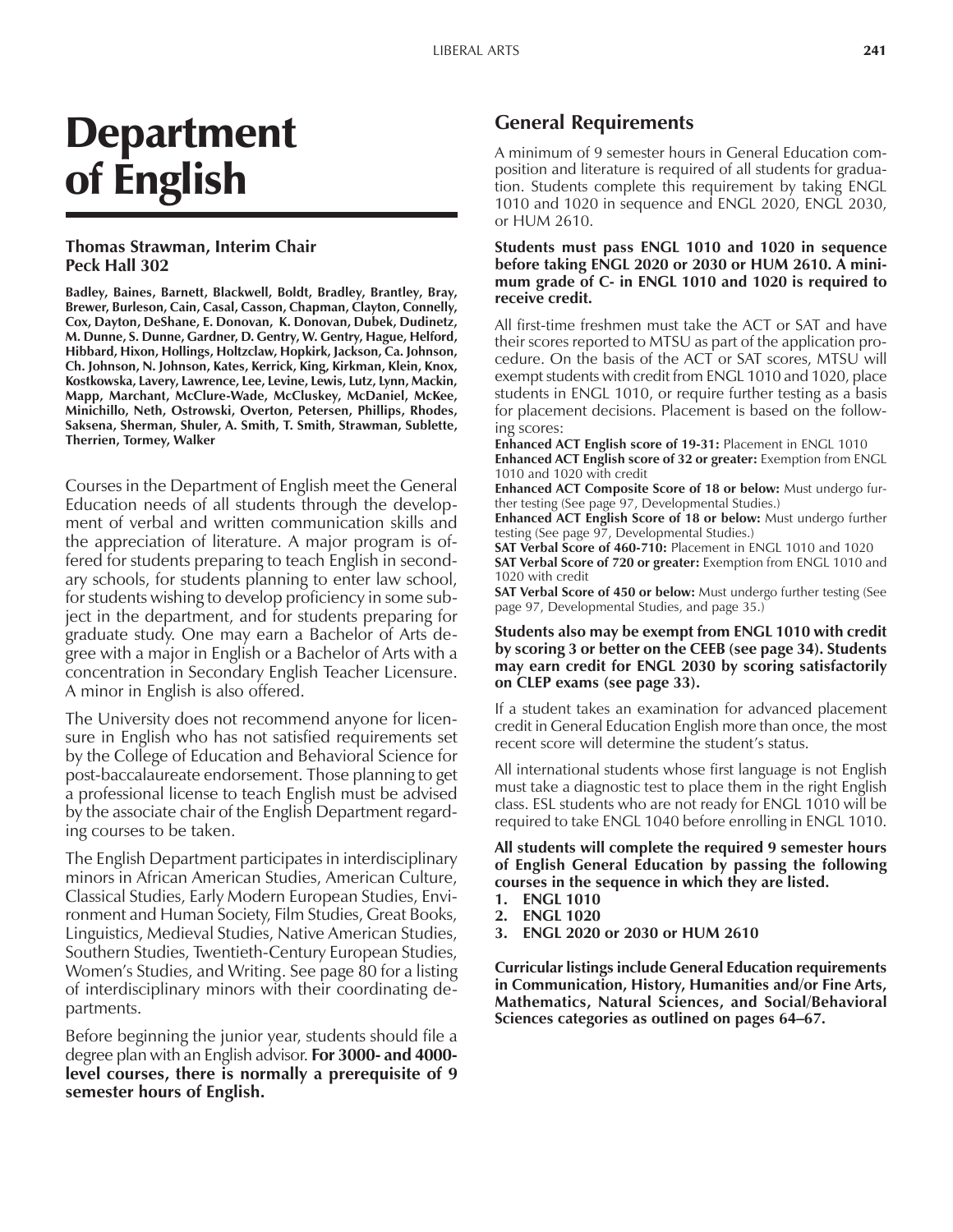# Department of English

**Thomas Strawman, Interim Chair**
**Peck Hall 302**

**Badley, Baines, Barnett, Blackwell, Boldt, Bradley, Brantley, Bray, Brewer, Burleson, Cain, Casal, Casson, Chapman, Clayton, Connelly, Cox, Dayton, DeShane, E. Donovan, K. Donovan, Dubek, Dudinetz, M. Dunne, S. Dunne, Gardner, D. Gentry, W. Gentry, Hague, Helford, Hibbard, Hixon, Hollings, Holtzclaw, Hopkirk, Jackson, Ca. Johnson, Ch. Johnson, N. Johnson, Kates, Kerrick, King, Kirkman, Klein, Knox, Kostkowska, Lavery, Lawrence, Lee, Levine, Lewis, Lutz, Lynn, Mackin, Mapp, Marchant, McClure-Wade, McCluskey, McDaniel, McKee, Minichillo, Neth, Ostrowski, Overton, Petersen, Phillips, Rhodes, Saksena, Sherman, Shuler, A. Smith, T. Smith, Strawman, Sublette, Therrien, Tormey, Walker**

Courses in the Department of English meet the General Education needs of all students through the development of verbal and written communication skills and the appreciation of literature. A major program is offered for students preparing to teach English in secondary schools, for students planning to enter law school, for students wishing to develop proficiency in some subject in the department, and for students preparing for graduate study. One may earn a Bachelor of Arts degree with a major in English or a Bachelor of Arts with a concentration in Secondary English Teacher Licensure. A minor in English is also offered.

The University does not recommend anyone for licensure in English who has not satisfied requirements set by the College of Education and Behavioral Science for post-baccalaureate endorsement. Those planning to get a professional license to teach English must be advised by the associate chair of the English Department regarding courses to be taken.

The English Department participates in interdisciplinary minors in African American Studies, American Culture, Classical Studies, Early Modern European Studies, Environment and Human Society, Film Studies, Great Books, Linguistics, Medieval Studies, Native American Studies, Southern Studies, Twentieth-Century European Studies, Women's Studies, and Writing. See page 80 for a listing of interdisciplinary minors with their coordinating departments.

Before beginning the junior year, students should file a degree plan with an English advisor. **For 3000- and 4000-level courses, there is normally a prerequisite of 9 semester hours of English.**

## General Requirements

A minimum of 9 semester hours in General Education composition and literature is required of all students for graduation. Students complete this requirement by taking ENGL 1010 and 1020 in sequence and ENGL 2020, ENGL 2030, or HUM 2610.

**Students must pass ENGL 1010 and 1020 in sequence before taking ENGL 2020 or 2030 or HUM 2610. A minimum grade of C- in ENGL 1010 and 1020 is required to receive credit.**

All first-time freshmen must take the ACT or SAT and have their scores reported to MTSU as part of the application procedure. On the basis of the ACT or SAT scores, MTSU will exempt students with credit from ENGL 1010 and 1020, place students in ENGL 1010, or require further testing as a basis for placement decisions. Placement is based on the following scores:

**Enhanced ACT English score of 19-31:** Placement in ENGL 1010
**Enhanced ACT English score of 32 or greater:** Exemption from ENGL 1010 and 1020 with credit
**Enhanced ACT Composite Score of 18 or below:** Must undergo further testing (See page 97, Developmental Studies.)
**Enhanced ACT English Score of 18 or below:** Must undergo further testing (See page 97, Developmental Studies.)
**SAT Verbal Score of 460-710:** Placement in ENGL 1010 and 1020
**SAT Verbal Score of 720 or greater:** Exemption from ENGL 1010 and 1020 with credit
**SAT Verbal Score of 450 or below:** Must undergo further testing (See page 97, Developmental Studies, and page 35.)

**Students also may be exempt from ENGL 1010 with credit by scoring 3 or better on the CEEB (see page 34). Students may earn credit for ENGL 2030 by scoring satisfactorily on CLEP exams (see page 33).**

If a student takes an examination for advanced placement credit in General Education English more than once, the most recent score will determine the student's status.

All international students whose first language is not English must take a diagnostic test to place them in the right English class. ESL students who are not ready for ENGL 1010 will be required to take ENGL 1040 before enrolling in ENGL 1010.

**All students will complete the required 9 semester hours of English General Education by passing the following courses in the sequence in which they are listed.**

1. **ENGL 1010**
2. **ENGL 1020**
3. **ENGL 2020 or 2030 or HUM 2610**

**Curricular listings include General Education requirements in Communication, History, Humanities and/or Fine Arts, Mathematics, Natural Sciences, and Social/Behavioral Sciences categories as outlined on pages 64–67.**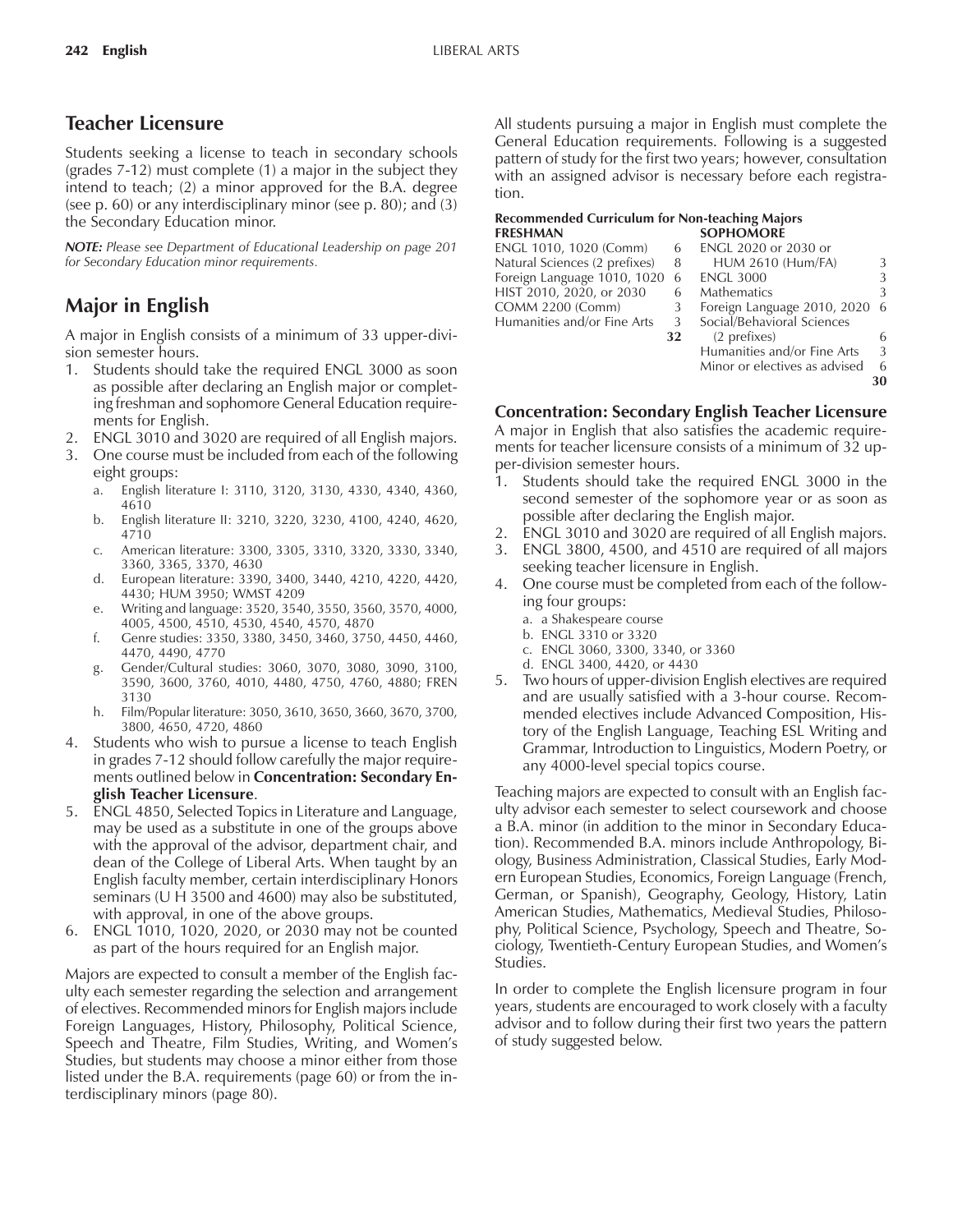## Teacher Licensure

Students seeking a license to teach in secondary schools (grades 7-12) must complete (1) a major in the subject they intend to teach; (2) a minor approved for the B.A. degree (see p. 60) or any interdisciplinary minor (see p. 80); and (3) the Secondary Education minor.

***NOTE:*** *Please see Department of Educational Leadership on page 201 for Secondary Education minor requirements.*

## Major in English

A major in English consists of a minimum of 33 upper-division semester hours.

1. Students should take the required ENGL 3000 as soon as possible after declaring an English major or completing freshman and sophomore General Education requirements for English.
2. ENGL 3010 and 3020 are required of all English majors.
3. One course must be included from each of the following eight groups:
   a. English literature I: 3110, 3120, 3130, 4330, 4340, 4360, 4610
   b. English literature II: 3210, 3220, 3230, 4100, 4240, 4620, 4710
   c. American literature: 3300, 3305, 3310, 3320, 3330, 3340, 3360, 3365, 3370, 4630
   d. European literature: 3390, 3400, 3440, 4210, 4220, 4420, 4430; HUM 3950; WMST 4209
   e. Writing and language: 3520, 3540, 3550, 3560, 3570, 4000, 4005, 4500, 4510, 4530, 4540, 4570, 4870
   f. Genre studies: 3350, 3380, 3450, 3460, 3750, 4450, 4460, 4470, 4490, 4770
   g. Gender/Cultural studies: 3060, 3070, 3080, 3090, 3100, 3590, 3600, 3760, 4010, 4480, 4750, 4760, 4880; FREN 3130
   h. Film/Popular literature: 3050, 3610, 3650, 3660, 3670, 3700, 3800, 4650, 4720, 4860
4. Students who wish to pursue a license to teach English in grades 7-12 should follow carefully the major requirements outlined below in **Concentration: Secondary English Teacher Licensure**.
5. ENGL 4850, Selected Topics in Literature and Language, may be used as a substitute in one of the groups above with the approval of the advisor, department chair, and dean of the College of Liberal Arts. When taught by an English faculty member, certain interdisciplinary Honors seminars (U H 3500 and 4600) may also be substituted, with approval, in one of the above groups.
6. ENGL 1010, 1020, 2020, or 2030 may not be counted as part of the hours required for an English major.

Majors are expected to consult a member of the English faculty each semester regarding the selection and arrangement of electives. Recommended minors for English majors include Foreign Languages, History, Philosophy, Political Science, Speech and Theatre, Film Studies, Writing, and Women's Studies, but students may choose a minor either from those listed under the B.A. requirements (page 60) or from the interdisciplinary minors (page 80).

All students pursuing a major in English must complete the General Education requirements. Following is a suggested pattern of study for the first two years; however, consultation with an assigned advisor is necessary before each registration.

**Recommended Curriculum for Non-teaching Majors**

| FRESHMAN | | SOPHOMORE | |
|---|---|---|---|
| ENGL 1010, 1020 (Comm) | 6 | ENGL 2020 or 2030 or HUM 2610 (Hum/FA) | 3 |
| Natural Sciences (2 prefixes) | 8 | ENGL 3000 | 3 |
| Foreign Language 1010, 1020 | 6 | Mathematics | 3 |
| HIST 2010, 2020, or 2030 | 6 | Foreign Language 2010, 2020 | 6 |
| COMM 2200 (Comm) | 3 | Social/Behavioral Sciences (2 prefixes) | 6 |
| Humanities and/or Fine Arts | 3 | Humanities and/or Fine Arts | 3 |
| | **32** | Minor or electives as advised | 6 |
| | | | **30** |

### Concentration: Secondary English Teacher Licensure

A major in English that also satisfies the academic requirements for teacher licensure consists of a minimum of 32 upper-division semester hours.

1. Students should take the required ENGL 3000 in the second semester of the sophomore year or as soon as possible after declaring the English major.
2. ENGL 3010 and 3020 are required of all English majors.
3. ENGL 3800, 4500, and 4510 are required of all majors seeking teacher licensure in English.
4. One course must be completed from each of the following four groups:
   a. a Shakespeare course
   b. ENGL 3310 or 3320
   c. ENGL 3060, 3300, 3340, or 3360
   d. ENGL 3400, 4420, or 4430
5. Two hours of upper-division English electives are required and are usually satisfied with a 3-hour course. Recommended electives include Advanced Composition, History of the English Language, Teaching ESL Writing and Grammar, Introduction to Linguistics, Modern Poetry, or any 4000-level special topics course.

Teaching majors are expected to consult with an English faculty advisor each semester to select coursework and choose a B.A. minor (in addition to the minor in Secondary Education). Recommended B.A. minors include Anthropology, Biology, Business Administration, Classical Studies, Early Modern European Studies, Economics, Foreign Language (French, German, or Spanish), Geography, Geology, History, Latin American Studies, Mathematics, Medieval Studies, Philosophy, Political Science, Psychology, Speech and Theatre, Sociology, Twentieth-Century European Studies, and Women's Studies.

In order to complete the English licensure program in four years, students are encouraged to work closely with a faculty advisor and to follow during their first two years the pattern of study suggested below.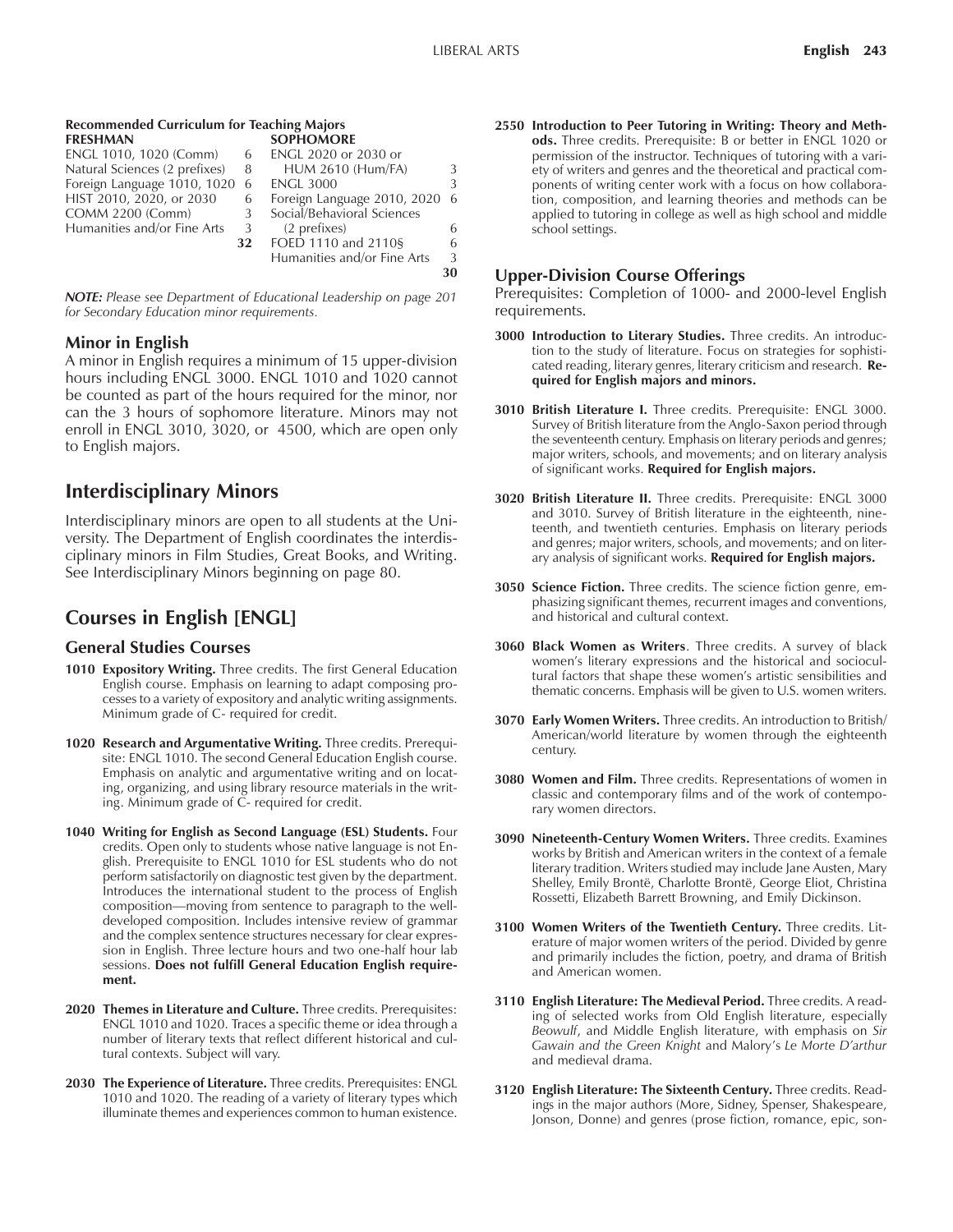**Recommended Curriculum for Teaching Majors**

| FRESHMAN | | SOPHOMORE | |
|---|---|---|---|
| ENGL 1010, 1020 (Comm) | 6 | ENGL 2020 or 2030 or HUM 2610 (Hum/FA) | 3 |
| Natural Sciences (2 prefixes) | 8 | ENGL 3000 | 3 |
| Foreign Language 1010, 1020 | 6 | Foreign Language 2010, 2020 | 6 |
| HIST 2010, 2020, or 2030 | 6 | Social/Behavioral Sciences (2 prefixes) | 6 |
| COMM 2200 (Comm) | 3 | FOED 1110 and 2110§ | 6 |
| Humanities and/or Fine Arts | 3 | Humanities and/or Fine Arts | 3 |
| | **32** | | **30** |

***NOTE:*** *Please see Department of Educational Leadership on page 201 for Secondary Education minor requirements.*

### Minor in English

A minor in English requires a minimum of 15 upper-division hours including ENGL 3000. ENGL 1010 and 1020 cannot be counted as part of the hours required for the minor, nor can the 3 hours of sophomore literature. Minors may not enroll in ENGL 3010, 3020, or 4500, which are open only to English majors.

## Interdisciplinary Minors

Interdisciplinary minors are open to all students at the University. The Department of English coordinates the interdisciplinary minors in Film Studies, Great Books, and Writing. See Interdisciplinary Minors beginning on page 80.

## Courses in English [ENGL]

### General Studies Courses

**1010 Expository Writing.** Three credits. The first General Education English course. Emphasis on learning to adapt composing processes to a variety of expository and analytic writing assignments. Minimum grade of C- required for credit.

**1020 Research and Argumentative Writing.** Three credits. Prerequisite: ENGL 1010. The second General Education English course. Emphasis on analytic and argumentative writing and on locating, organizing, and using library resource materials in the writing. Minimum grade of C- required for credit.

**1040 Writing for English as Second Language (ESL) Students.** Four credits. Open only to students whose native language is not English. Prerequisite to ENGL 1010 for ESL students who do not perform satisfactorily on diagnostic test given by the department. Introduces the international student to the process of English composition—moving from sentence to paragraph to the well-developed composition. Includes intensive review of grammar and the complex sentence structures necessary for clear expression in English. Three lecture hours and two one-half hour lab sessions. **Does not fulfill General Education English requirement.**

**2020 Themes in Literature and Culture.** Three credits. Prerequisites: ENGL 1010 and 1020. Traces a specific theme or idea through a number of literary texts that reflect different historical and cultural contexts. Subject will vary.

**2030 The Experience of Literature.** Three credits. Prerequisites: ENGL 1010 and 1020. The reading of a variety of literary types which illuminate themes and experiences common to human existence.

**2550 Introduction to Peer Tutoring in Writing: Theory and Methods.** Three credits. Prerequisite: B or better in ENGL 1020 or permission of the instructor. Techniques of tutoring with a variety of writers and genres and the theoretical and practical components of writing center work with a focus on how collaboration, composition, and learning theories and methods can be applied to tutoring in college as well as high school and middle school settings.

### Upper-Division Course Offerings

Prerequisites: Completion of 1000- and 2000-level English requirements.

**3000 Introduction to Literary Studies.** Three credits. An introduction to the study of literature. Focus on strategies for sophisticated reading, literary genres, literary criticism and research. **Required for English majors and minors.**

**3010 British Literature I.** Three credits. Prerequisite: ENGL 3000. Survey of British literature from the Anglo-Saxon period through the seventeenth century. Emphasis on literary periods and genres; major writers, schools, and movements; and on literary analysis of significant works. **Required for English majors.**

**3020 British Literature II.** Three credits. Prerequisite: ENGL 3000 and 3010. Survey of British literature in the eighteenth, nineteenth, and twentieth centuries. Emphasis on literary periods and genres; major writers, schools, and movements; and on literary analysis of significant works. **Required for English majors.**

**3050 Science Fiction.** Three credits. The science fiction genre, emphasizing significant themes, recurrent images and conventions, and historical and cultural context.

**3060 Black Women as Writers**. Three credits. A survey of black women's literary expressions and the historical and sociocultural factors that shape these women's artistic sensibilities and thematic concerns. Emphasis will be given to U.S. women writers.

**3070 Early Women Writers.** Three credits. An introduction to British/American/world literature by women through the eighteenth century.

**3080 Women and Film.** Three credits. Representations of women in classic and contemporary films and of the work of contemporary women directors.

**3090 Nineteenth-Century Women Writers.** Three credits. Examines works by British and American writers in the context of a female literary tradition. Writers studied may include Jane Austen, Mary Shelley, Emily Brontë, Charlotte Brontë, George Eliot, Christina Rossetti, Elizabeth Barrett Browning, and Emily Dickinson.

**3100 Women Writers of the Twentieth Century.** Three credits. Literature of major women writers of the period. Divided by genre and primarily includes the fiction, poetry, and drama of British and American women.

**3110 English Literature: The Medieval Period.** Three credits. A reading of selected works from Old English literature, especially *Beowulf*, and Middle English literature, with emphasis on *Sir Gawain and the Green Knight* and Malory's *Le Morte D'arthur* and medieval drama.

**3120 English Literature: The Sixteenth Century.** Three credits. Readings in the major authors (More, Sidney, Spenser, Shakespeare, Jonson, Donne) and genres (prose fiction, romance, epic, son-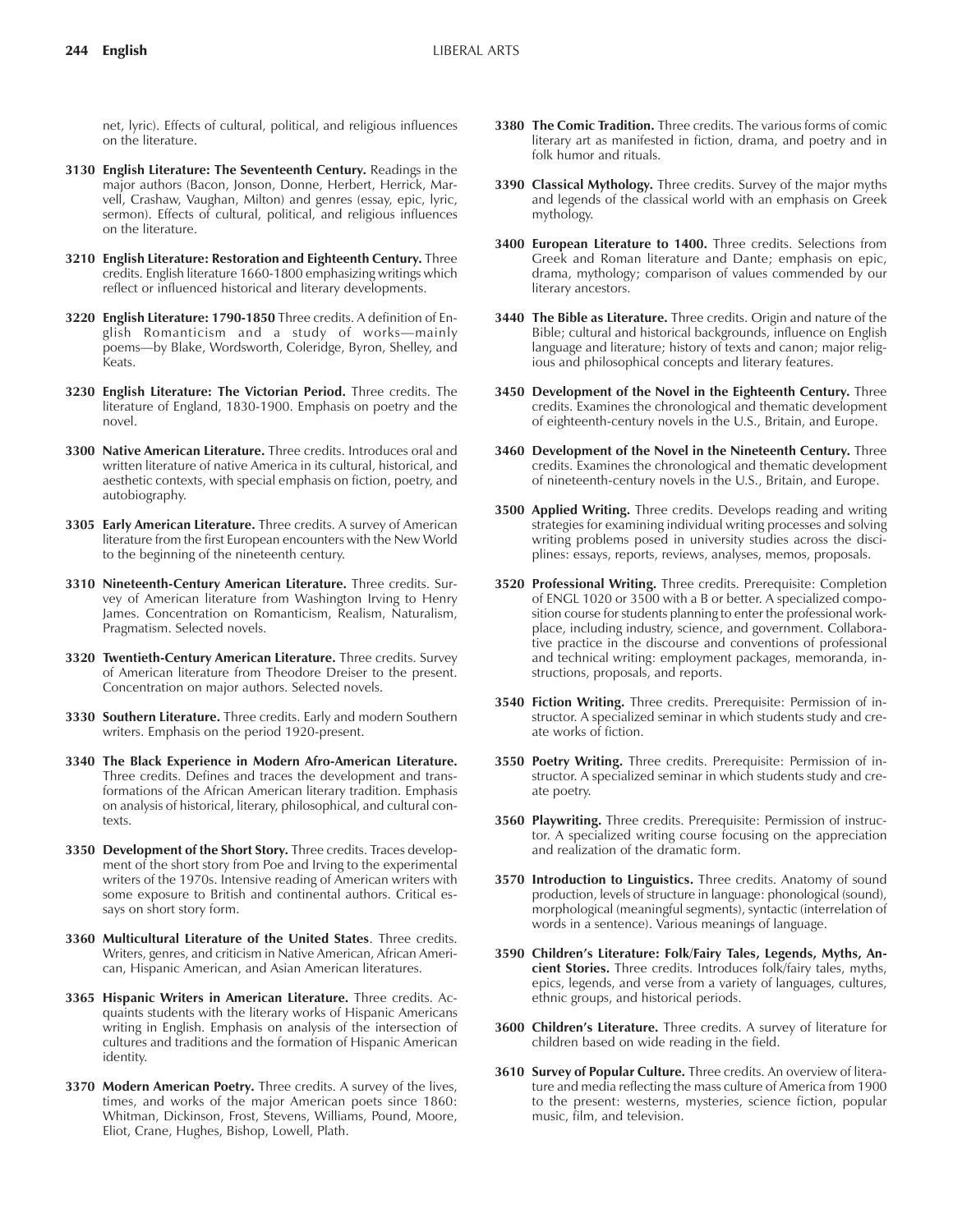net, lyric). Effects of cultural, political, and religious influences on the literature.

**3130 English Literature: The Seventeenth Century.** Readings in the major authors (Bacon, Jonson, Donne, Herbert, Herrick, Marvell, Crashaw, Vaughan, Milton) and genres (essay, epic, lyric, sermon). Effects of cultural, political, and religious influences on the literature.

**3210 English Literature: Restoration and Eighteenth Century.** Three credits. English literature 1660-1800 emphasizing writings which reflect or influenced historical and literary developments.

**3220 English Literature: 1790-1850** Three credits. A definition of English Romanticism and a study of works—mainly poems—by Blake, Wordsworth, Coleridge, Byron, Shelley, and Keats.

**3230 English Literature: The Victorian Period.** Three credits. The literature of England, 1830-1900. Emphasis on poetry and the novel.

**3300 Native American Literature.** Three credits. Introduces oral and written literature of native America in its cultural, historical, and aesthetic contexts, with special emphasis on fiction, poetry, and autobiography.

**3305 Early American Literature.** Three credits. A survey of American literature from the first European encounters with the New World to the beginning of the nineteenth century.

**3310 Nineteenth-Century American Literature.** Three credits. Survey of American literature from Washington Irving to Henry James. Concentration on Romanticism, Realism, Naturalism, Pragmatism. Selected novels.

**3320 Twentieth-Century American Literature.** Three credits. Survey of American literature from Theodore Dreiser to the present. Concentration on major authors. Selected novels.

**3330 Southern Literature.** Three credits. Early and modern Southern writers. Emphasis on the period 1920-present.

**3340 The Black Experience in Modern Afro-American Literature.** Three credits. Defines and traces the development and transformations of the African American literary tradition. Emphasis on analysis of historical, literary, philosophical, and cultural contexts.

**3350 Development of the Short Story.** Three credits. Traces development of the short story from Poe and Irving to the experimental writers of the 1970s. Intensive reading of American writers with some exposure to British and continental authors. Critical essays on short story form.

**3360 Multicultural Literature of the United States**. Three credits. Writers, genres, and criticism in Native American, African American, Hispanic American, and Asian American literatures.

**3365 Hispanic Writers in American Literature.** Three credits. Acquaints students with the literary works of Hispanic Americans writing in English. Emphasis on analysis of the intersection of cultures and traditions and the formation of Hispanic American identity.

**3370 Modern American Poetry.** Three credits. A survey of the lives, times, and works of the major American poets since 1860: Whitman, Dickinson, Frost, Stevens, Williams, Pound, Moore, Eliot, Crane, Hughes, Bishop, Lowell, Plath.

**3380 The Comic Tradition.** Three credits. The various forms of comic literary art as manifested in fiction, drama, and poetry and in folk humor and rituals.

**3390 Classical Mythology.** Three credits. Survey of the major myths and legends of the classical world with an emphasis on Greek mythology.

**3400 European Literature to 1400.** Three credits. Selections from Greek and Roman literature and Dante; emphasis on epic, drama, mythology; comparison of values commended by our literary ancestors.

**3440 The Bible as Literature.** Three credits. Origin and nature of the Bible; cultural and historical backgrounds, influence on English language and literature; history of texts and canon; major religious and philosophical concepts and literary features.

**3450 Development of the Novel in the Eighteenth Century.** Three credits. Examines the chronological and thematic development of eighteenth-century novels in the U.S., Britain, and Europe.

**3460 Development of the Novel in the Nineteenth Century.** Three credits. Examines the chronological and thematic development of nineteenth-century novels in the U.S., Britain, and Europe.

**3500 Applied Writing.** Three credits. Develops reading and writing strategies for examining individual writing processes and solving writing problems posed in university studies across the disciplines: essays, reports, reviews, analyses, memos, proposals.

**3520 Professional Writing.** Three credits. Prerequisite: Completion of ENGL 1020 or 3500 with a B or better. A specialized composition course for students planning to enter the professional workplace, including industry, science, and government. Collaborative practice in the discourse and conventions of professional and technical writing: employment packages, memoranda, instructions, proposals, and reports.

**3540 Fiction Writing.** Three credits. Prerequisite: Permission of instructor. A specialized seminar in which students study and create works of fiction.

**3550 Poetry Writing.** Three credits. Prerequisite: Permission of instructor. A specialized seminar in which students study and create poetry.

**3560 Playwriting.** Three credits. Prerequisite: Permission of instructor. A specialized writing course focusing on the appreciation and realization of the dramatic form.

**3570 Introduction to Linguistics.** Three credits. Anatomy of sound production, levels of structure in language: phonological (sound), morphological (meaningful segments), syntactic (interrelation of words in a sentence). Various meanings of language.

**3590 Children's Literature: Folk/Fairy Tales, Legends, Myths, Ancient Stories.** Three credits. Introduces folk/fairy tales, myths, epics, legends, and verse from a variety of languages, cultures, ethnic groups, and historical periods.

**3600 Children's Literature.** Three credits. A survey of literature for children based on wide reading in the field.

**3610 Survey of Popular Culture.** Three credits. An overview of literature and media reflecting the mass culture of America from 1900 to the present: westerns, mysteries, science fiction, popular music, film, and television.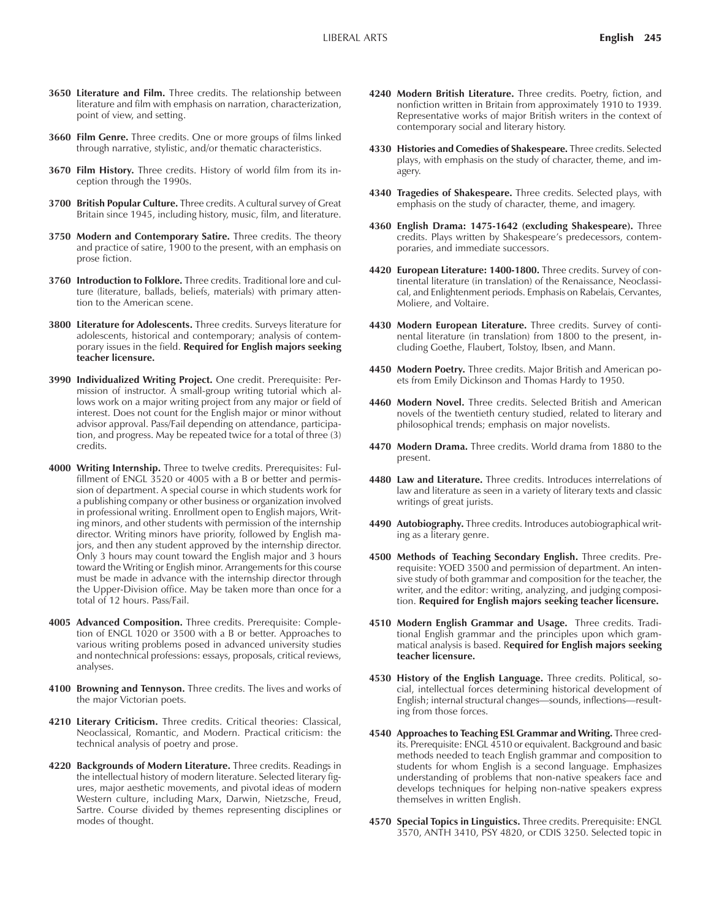**3650 Literature and Film.** Three credits. The relationship between literature and film with emphasis on narration, characterization, point of view, and setting.

**3660 Film Genre.** Three credits. One or more groups of films linked through narrative, stylistic, and/or thematic characteristics.

**3670 Film History.** Three credits. History of world film from its inception through the 1990s.

**3700 British Popular Culture.** Three credits. A cultural survey of Great Britain since 1945, including history, music, film, and literature.

**3750 Modern and Contemporary Satire.** Three credits. The theory and practice of satire, 1900 to the present, with an emphasis on prose fiction.

**3760 Introduction to Folklore.** Three credits. Traditional lore and culture (literature, ballads, beliefs, materials) with primary attention to the American scene.

**3800 Literature for Adolescents.** Three credits. Surveys literature for adolescents, historical and contemporary; analysis of contemporary issues in the field. **Required for English majors seeking teacher licensure.**

**3990 Individualized Writing Project.** One credit. Prerequisite: Permission of instructor. A small-group writing tutorial which allows work on a major writing project from any major or field of interest. Does not count for the English major or minor without advisor approval. Pass/Fail depending on attendance, participation, and progress. May be repeated twice for a total of three (3) credits.

**4000 Writing Internship.** Three to twelve credits. Prerequisites: Fulfillment of ENGL 3520 or 4005 with a B or better and permission of department. A special course in which students work for a publishing company or other business or organization involved in professional writing. Enrollment open to English majors, Writing minors, and other students with permission of the internship director. Writing minors have priority, followed by English majors, and then any student approved by the internship director. Only 3 hours may count toward the English major and 3 hours toward the Writing or English minor. Arrangements for this course must be made in advance with the internship director through the Upper-Division office. May be taken more than once for a total of 12 hours. Pass/Fail.

**4005 Advanced Composition.** Three credits. Prerequisite: Completion of ENGL 1020 or 3500 with a B or better. Approaches to various writing problems posed in advanced university studies and nontechnical professions: essays, proposals, critical reviews, analyses.

**4100 Browning and Tennyson.** Three credits. The lives and works of the major Victorian poets.

**4210 Literary Criticism.** Three credits. Critical theories: Classical, Neoclassical, Romantic, and Modern. Practical criticism: the technical analysis of poetry and prose.

**4220 Backgrounds of Modern Literature.** Three credits. Readings in the intellectual history of modern literature. Selected literary figures, major aesthetic movements, and pivotal ideas of modern Western culture, including Marx, Darwin, Nietzsche, Freud, Sartre. Course divided by themes representing disciplines or modes of thought.

**4240 Modern British Literature.** Three credits. Poetry, fiction, and nonfiction written in Britain from approximately 1910 to 1939. Representative works of major British writers in the context of contemporary social and literary history.

**4330 Histories and Comedies of Shakespeare.** Three credits. Selected plays, with emphasis on the study of character, theme, and imagery.

**4340 Tragedies of Shakespeare.** Three credits. Selected plays, with emphasis on the study of character, theme, and imagery.

**4360 English Drama: 1475-1642 (excluding Shakespeare).** Three credits. Plays written by Shakespeare's predecessors, contemporaries, and immediate successors.

**4420 European Literature: 1400-1800.** Three credits. Survey of continental literature (in translation) of the Renaissance, Neoclassical, and Enlightenment periods. Emphasis on Rabelais, Cervantes, Moliere, and Voltaire.

**4430 Modern European Literature.** Three credits. Survey of continental literature (in translation) from 1800 to the present, including Goethe, Flaubert, Tolstoy, Ibsen, and Mann.

**4450 Modern Poetry.** Three credits. Major British and American poets from Emily Dickinson and Thomas Hardy to 1950.

**4460 Modern Novel.** Three credits. Selected British and American novels of the twentieth century studied, related to literary and philosophical trends; emphasis on major novelists.

**4470 Modern Drama.** Three credits. World drama from 1880 to the present.

**4480 Law and Literature.** Three credits. Introduces interrelations of law and literature as seen in a variety of literary texts and classic writings of great jurists.

**4490 Autobiography.** Three credits. Introduces autobiographical writing as a literary genre.

**4500 Methods of Teaching Secondary English.** Three credits. Prerequisite: YOED 3500 and permission of department. An intensive study of both grammar and composition for the teacher, the writer, and the editor: writing, analyzing, and judging composition. **Required for English majors seeking teacher licensure.**

**4510 Modern English Grammar and Usage.** Three credits. Traditional English grammar and the principles upon which grammatical analysis is based. R**equired for English majors seeking teacher licensure.**

**4530 History of the English Language.** Three credits. Political, social, intellectual forces determining historical development of English; internal structural changes—sounds, inflections—resulting from those forces.

**4540 Approaches to Teaching ESL Grammar and Writing.** Three credits. Prerequisite: ENGL 4510 or equivalent. Background and basic methods needed to teach English grammar and composition to students for whom English is a second language. Emphasizes understanding of problems that non-native speakers face and develops techniques for helping non-native speakers express themselves in written English.

**4570 Special Topics in Linguistics.** Three credits. Prerequisite: ENGL 3570, ANTH 3410, PSY 4820, or CDIS 3250. Selected topic in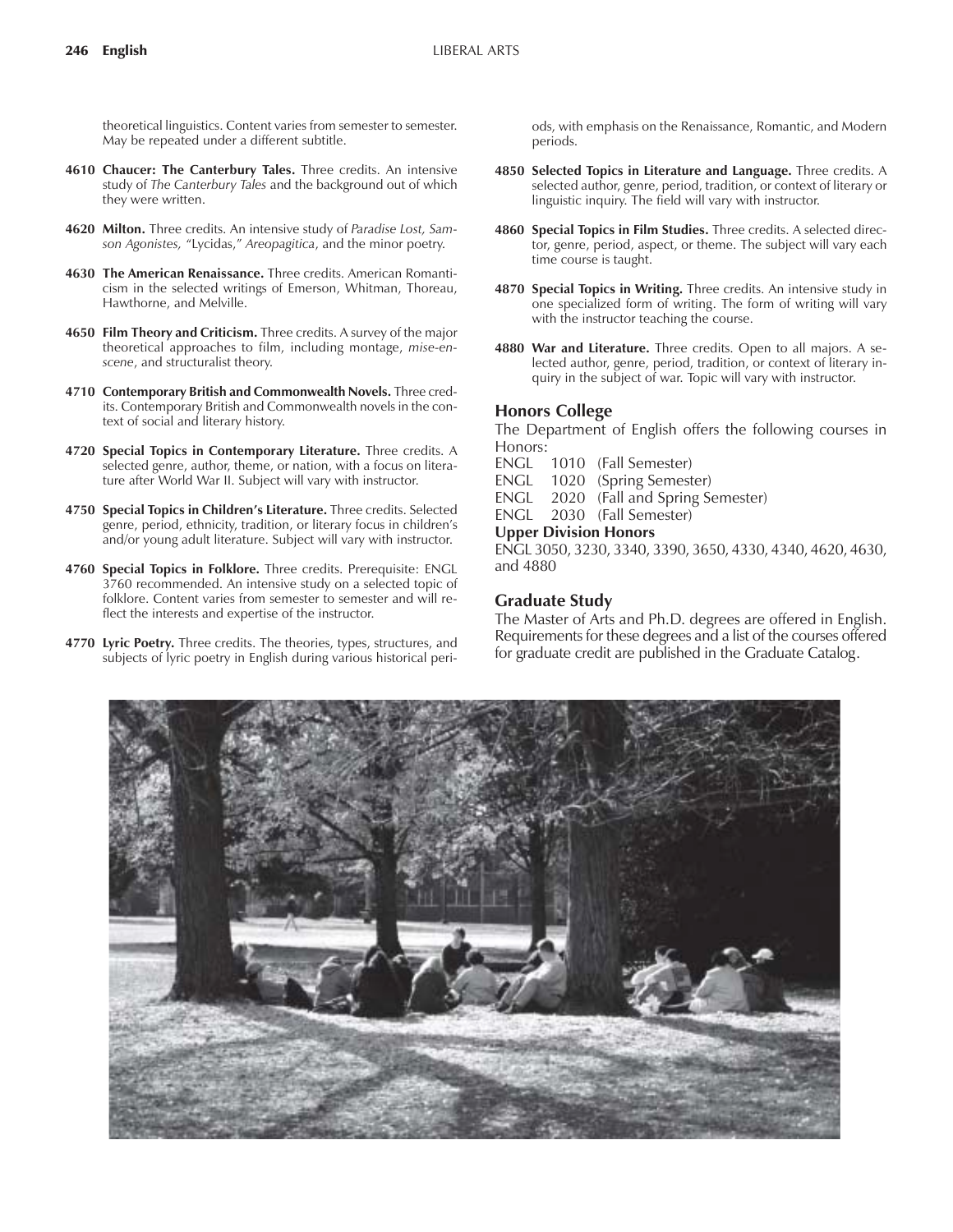theoretical linguistics. Content varies from semester to semester. May be repeated under a different subtitle.

**4610 Chaucer: The Canterbury Tales.** Three credits. An intensive study of *The Canterbury Tales* and the background out of which they were written.

**4620 Milton.** Three credits. An intensive study of *Paradise Lost, Samson Agonistes,* "Lycidas," *Areopagitica*, and the minor poetry.

**4630 The American Renaissance.** Three credits. American Romanticism in the selected writings of Emerson, Whitman, Thoreau, Hawthorne, and Melville.

**4650 Film Theory and Criticism.** Three credits. A survey of the major theoretical approaches to film, including montage, *mise-en-scene*, and structuralist theory.

**4710 Contemporary British and Commonwealth Novels.** Three credits. Contemporary British and Commonwealth novels in the context of social and literary history.

**4720 Special Topics in Contemporary Literature.** Three credits. A selected genre, author, theme, or nation, with a focus on literature after World War II. Subject will vary with instructor.

**4750 Special Topics in Children's Literature.** Three credits. Selected genre, period, ethnicity, tradition, or literary focus in children's and/or young adult literature. Subject will vary with instructor.

**4760 Special Topics in Folklore.** Three credits. Prerequisite: ENGL 3760 recommended. An intensive study on a selected topic of folklore. Content varies from semester to semester and will reflect the interests and expertise of the instructor.

**4770 Lyric Poetry.** Three credits. The theories, types, structures, and subjects of lyric poetry in English during various historical periods, with emphasis on the Renaissance, Romantic, and Modern periods.

**4850 Selected Topics in Literature and Language.** Three credits. A selected author, genre, period, tradition, or context of literary or linguistic inquiry. The field will vary with instructor.

**4860 Special Topics in Film Studies.** Three credits. A selected director, genre, period, aspect, or theme. The subject will vary each time course is taught.

**4870 Special Topics in Writing.** Three credits. An intensive study in one specialized form of writing. The form of writing will vary with the instructor teaching the course.

**4880 War and Literature.** Three credits. Open to all majors. A selected author, genre, period, tradition, or context of literary inquiry in the subject of war. Topic will vary with instructor.

## Honors College

The Department of English offers the following courses in Honors:

ENGL 1010 (Fall Semester)
ENGL 1020 (Spring Semester)
ENGL 2020 (Fall and Spring Semester)
ENGL 2030 (Fall Semester)

### Upper Division Honors

ENGL 3050, 3230, 3340, 3390, 3650, 4330, 4340, 4620, 4630, and 4880

## Graduate Study

The Master of Arts and Ph.D. degrees are offered in English. Requirements for these degrees and a list of the courses offered for graduate credit are published in the Graduate Catalog.